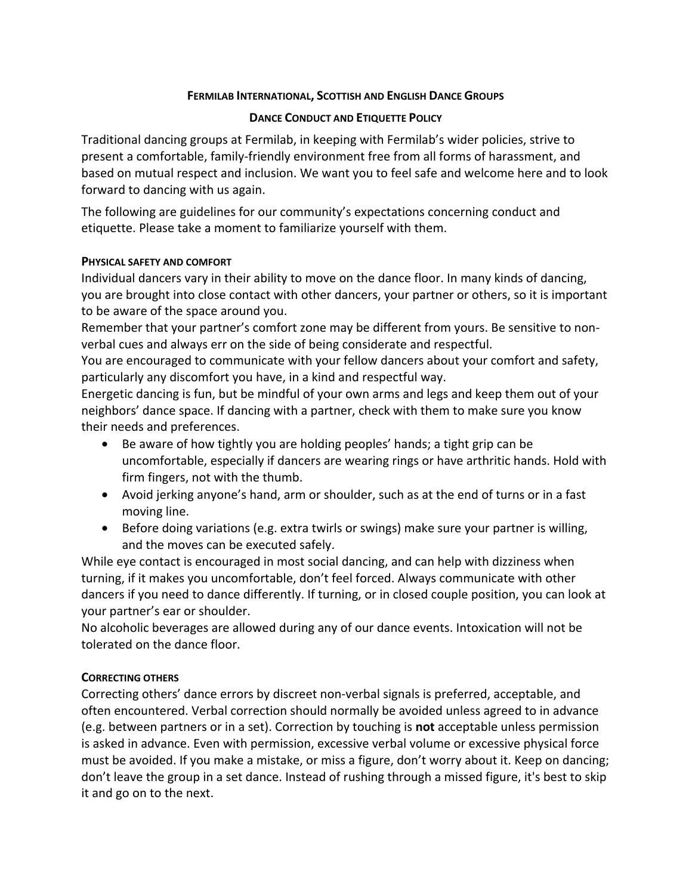# Fermilab International, Scottish and English Dance Groups

## Dance Conduct and Etiquette Policy

Traditional dancing groups at Fermilab, in keeping with Fermilab's wider policies, strive to present a comfortable, family-friendly environment free from all forms of harassment, and based on mutual respect and inclusion. We want you to feel safe and welcome here and to look forward to dancing with us again.

The following are guidelines for our community's expectations concerning conduct and etiquette. Please take a moment to familiarize yourself with them.

### Physical safety and comfort

Individual dancers vary in their ability to move on the dance floor. In many kinds of dancing, you are brought into close contact with other dancers, your partner or others, so it is important to be aware of the space around you.

Remember that your partner's comfort zone may be different from yours. Be sensitive to non-verbal cues and always err on the side of being considerate and respectful.

You are encouraged to communicate with your fellow dancers about your comfort and safety, particularly any discomfort you have, in a kind and respectful way.

Energetic dancing is fun, but be mindful of your own arms and legs and keep them out of your neighbors' dance space. If dancing with a partner, check with them to make sure you know their needs and preferences.

- Be aware of how tightly you are holding peoples' hands; a tight grip can be uncomfortable, especially if dancers are wearing rings or have arthritic hands. Hold with firm fingers, not with the thumb.
- Avoid jerking anyone's hand, arm or shoulder, such as at the end of turns or in a fast moving line.
- Before doing variations (e.g. extra twirls or swings) make sure your partner is willing, and the moves can be executed safely.

While eye contact is encouraged in most social dancing, and can help with dizziness when turning, if it makes you uncomfortable, don't feel forced. Always communicate with other dancers if you need to dance differently. If turning, or in closed couple position, you can look at your partner's ear or shoulder.

No alcoholic beverages are allowed during any of our dance events. Intoxication will not be tolerated on the dance floor.

### Correcting others

Correcting others' dance errors by discreet non-verbal signals is preferred, acceptable, and often encountered. Verbal correction should normally be avoided unless agreed to in advance (e.g. between partners or in a set). Correction by touching is **not** acceptable unless permission is asked in advance. Even with permission, excessive verbal volume or excessive physical force must be avoided. If you make a mistake, or miss a figure, don't worry about it. Keep on dancing; don't leave the group in a set dance. Instead of rushing through a missed figure, it's best to skip it and go on to the next.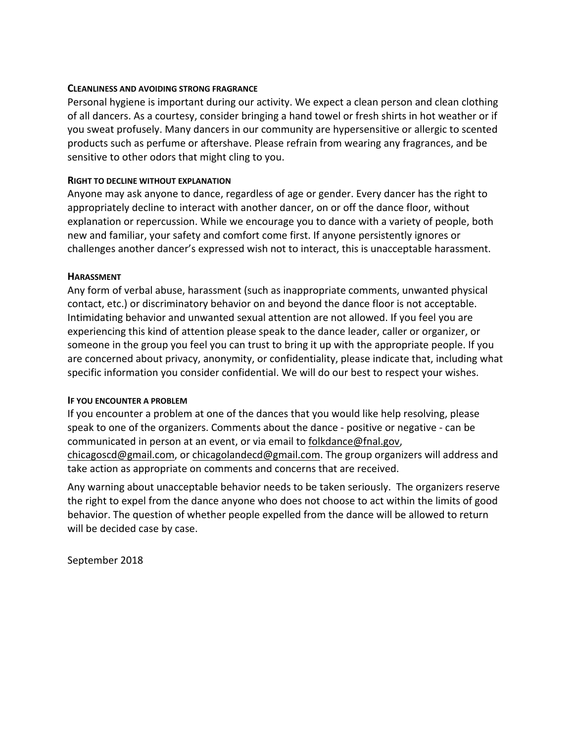### Cleanliness and avoiding strong fragrance

Personal hygiene is important during our activity. We expect a clean person and clean clothing of all dancers. As a courtesy, consider bringing a hand towel or fresh shirts in hot weather or if you sweat profusely. Many dancers in our community are hypersensitive or allergic to scented products such as perfume or aftershave. Please refrain from wearing any fragrances, and be sensitive to other odors that might cling to you.

### Right to decline without explanation

Anyone may ask anyone to dance, regardless of age or gender. Every dancer has the right to appropriately decline to interact with another dancer, on or off the dance floor, without explanation or repercussion. While we encourage you to dance with a variety of people, both new and familiar, your safety and comfort come first. If anyone persistently ignores or challenges another dancer's expressed wish not to interact, this is unacceptable harassment.

### Harassment

Any form of verbal abuse, harassment (such as inappropriate comments, unwanted physical contact, etc.) or discriminatory behavior on and beyond the dance floor is not acceptable. Intimidating behavior and unwanted sexual attention are not allowed. If you feel you are experiencing this kind of attention please speak to the dance leader, caller or organizer, or someone in the group you feel you can trust to bring it up with the appropriate people. If you are concerned about privacy, anonymity, or confidentiality, please indicate that, including what specific information you consider confidential. We will do our best to respect your wishes.

### If you encounter a problem

If you encounter a problem at one of the dances that you would like help resolving, please speak to one of the organizers. Comments about the dance - positive or negative - can be communicated in person at an event, or via email to folkdance@fnal.gov, chicagoscd@gmail.com, or chicagolandecd@gmail.com. The group organizers will address and take action as appropriate on comments and concerns that are received.

Any warning about unacceptable behavior needs to be taken seriously. The organizers reserve the right to expel from the dance anyone who does not choose to act within the limits of good behavior. The question of whether people expelled from the dance will be allowed to return will be decided case by case.

September 2018